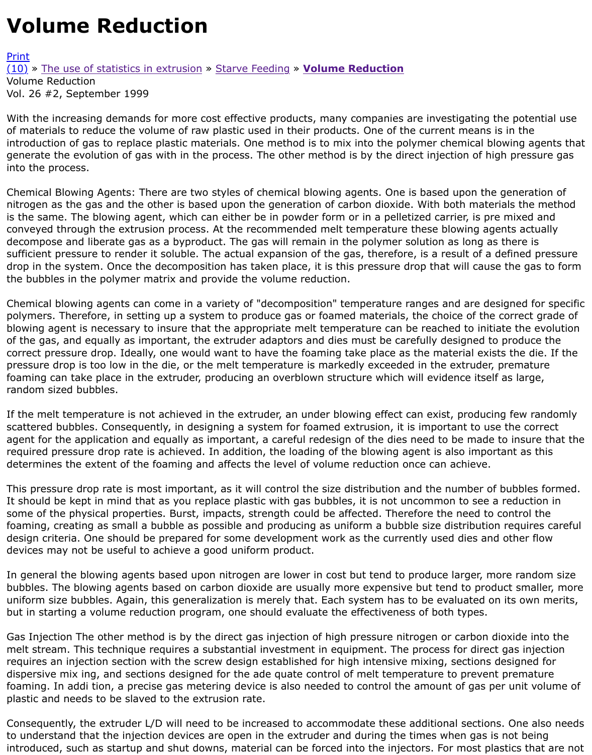# Volume Reduction

Print
(10) » The use of statistics in extrusion » Starve Feeding » **Volume Reduction**
Volume Reduction
Vol. 26 #2, September 1999

With the increasing demands for more cost effective products, many companies are investigating the potential use of materials to reduce the volume of raw plastic used in their products. One of the current means is in the introduction of gas to replace plastic materials. One method is to mix into the polymer chemical blowing agents that generate the evolution of gas with in the process. The other method is by the direct injection of high pressure gas into the process.

Chemical Blowing Agents: There are two styles of chemical blowing agents. One is based upon the generation of nitrogen as the gas and the other is based upon the generation of carbon dioxide. With both materials the method is the same. The blowing agent, which can either be in powder form or in a pelletized carrier, is pre mixed and conveyed through the extrusion process. At the recommended melt temperature these blowing agents actually decompose and liberate gas as a byproduct. The gas will remain in the polymer solution as long as there is sufficient pressure to render it soluble. The actual expansion of the gas, therefore, is a result of a defined pressure drop in the system. Once the decomposition has taken place, it is this pressure drop that will cause the gas to form the bubbles in the polymer matrix and provide the volume reduction.

Chemical blowing agents can come in a variety of "decomposition" temperature ranges and are designed for specific polymers. Therefore, in setting up a system to produce gas or foamed materials, the choice of the correct grade of blowing agent is necessary to insure that the appropriate melt temperature can be reached to initiate the evolution of the gas, and equally as important, the extruder adaptors and dies must be carefully designed to produce the correct pressure drop. Ideally, one would want to have the foaming take place as the material exists the die. If the pressure drop is too low in the die, or the melt temperature is markedly exceeded in the extruder, premature foaming can take place in the extruder, producing an overblown structure which will evidence itself as large, random sized bubbles.

If the melt temperature is not achieved in the extruder, an under blowing effect can exist, producing few randomly scattered bubbles. Consequently, in designing a system for foamed extrusion, it is important to use the correct agent for the application and equally as important, a careful redesign of the dies need to be made to insure that the required pressure drop rate is achieved. In addition, the loading of the blowing agent is also important as this determines the extent of the foaming and affects the level of volume reduction once can achieve.

This pressure drop rate is most important, as it will control the size distribution and the number of bubbles formed. It should be kept in mind that as you replace plastic with gas bubbles, it is not uncommon to see a reduction in some of the physical properties. Burst, impacts, strength could be affected. Therefore the need to control the foaming, creating as small a bubble as possible and producing as uniform a bubble size distribution requires careful design criteria. One should be prepared for some development work as the currently used dies and other flow devices may not be useful to achieve a good uniform product.

In general the blowing agents based upon nitrogen are lower in cost but tend to produce larger, more random size bubbles. The blowing agents based on carbon dioxide are usually more expensive but tend to product smaller, more uniform size bubbles. Again, this generalization is merely that. Each system has to be evaluated on its own merits, but in starting a volume reduction program, one should evaluate the effectiveness of both types.

Gas Injection The other method is by the direct gas injection of high pressure nitrogen or carbon dioxide into the melt stream. This technique requires a substantial investment in equipment. The process for direct gas injection requires an injection section with the screw design established for high intensive mixing, sections designed for dispersive mix ing, and sections designed for the ade quate control of melt temperature to prevent premature foaming. In addi tion, a precise gas metering device is also needed to control the amount of gas per unit volume of plastic and needs to be slaved to the extrusion rate.

Consequently, the extruder L/D will need to be increased to accommodate these additional sections. One also needs to understand that the injection devices are open in the extruder and during the times when gas is not being introduced, such as startup and shut downs, material can be forced into the injectors. For most plastics that are not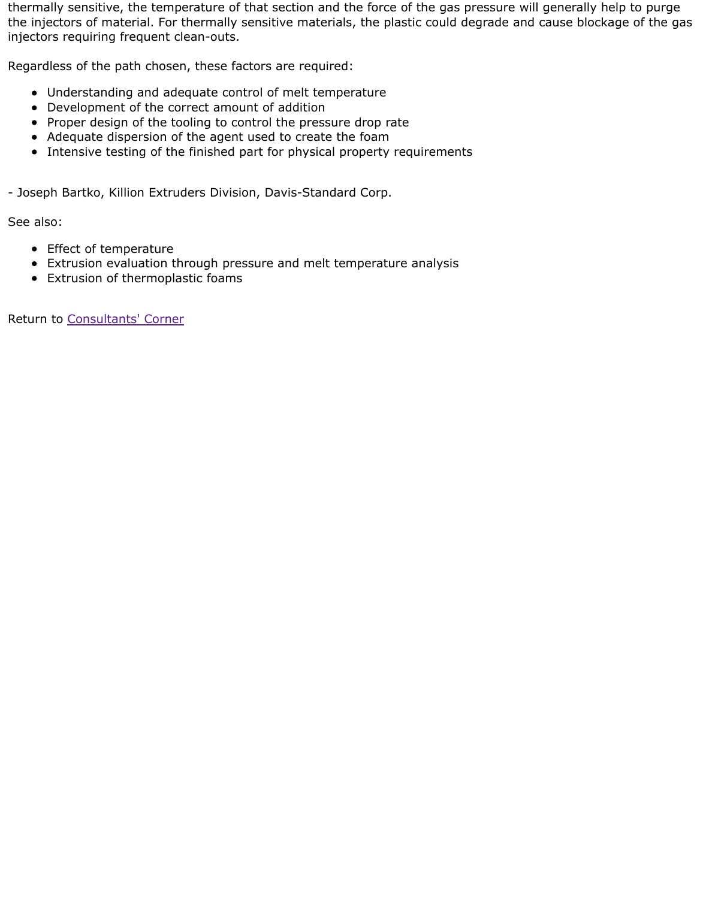thermally sensitive, the temperature of that section and the force of the gas pressure will generally help to purge the injectors of material. For thermally sensitive materials, the plastic could degrade and cause blockage of the gas injectors requiring frequent clean-outs.

Regardless of the path chosen, these factors are required:

- Understanding and adequate control of melt temperature
- Development of the correct amount of addition
- Proper design of the tooling to control the pressure drop rate
- Adequate dispersion of the agent used to create the foam
- Intensive testing of the finished part for physical property requirements

- Joseph Bartko, Killion Extruders Division, Davis-Standard Corp.

See also:

- Effect of temperature
- Extrusion evaluation through pressure and melt temperature analysis
- Extrusion of thermoplastic foams

Return to Consultants' Corner